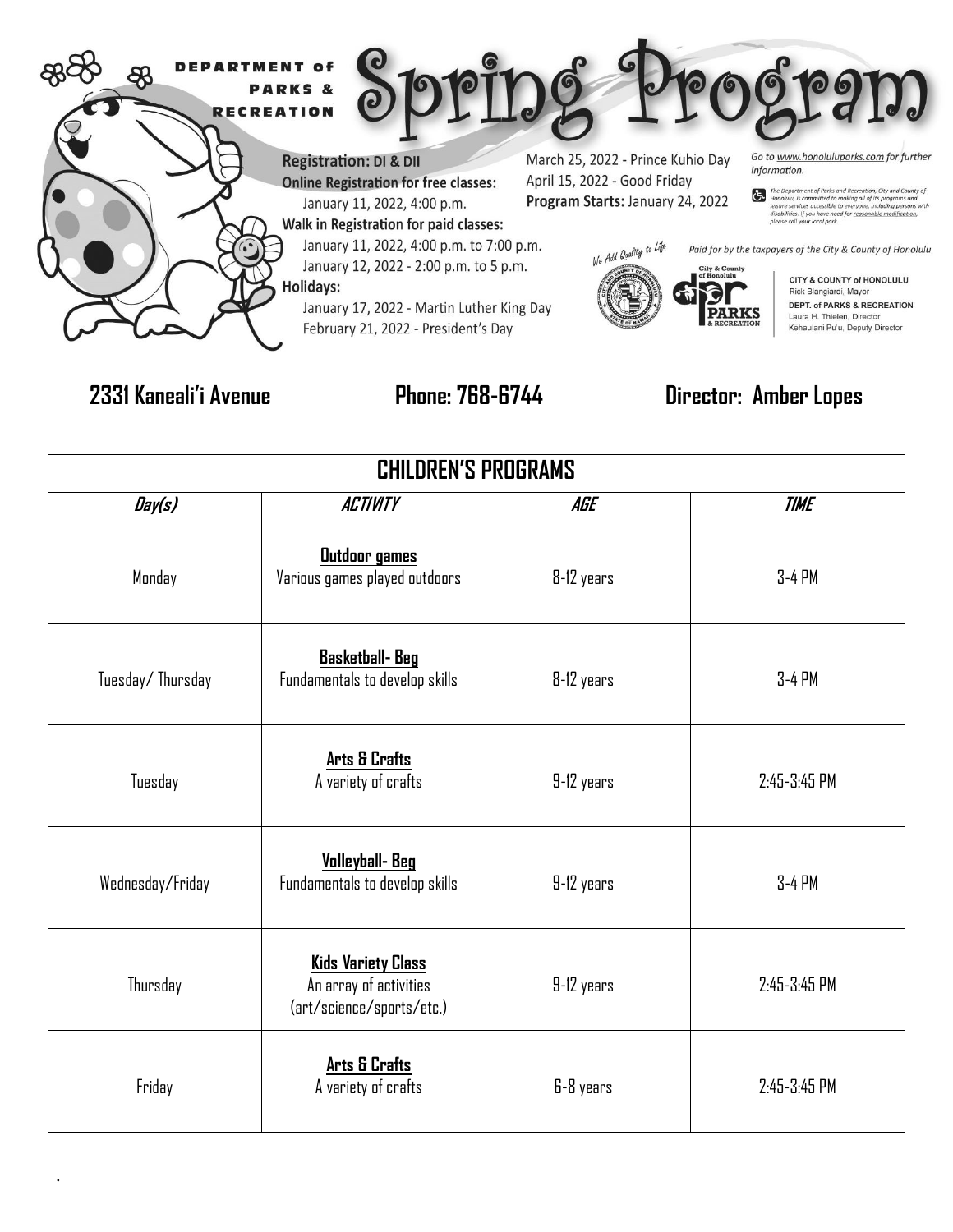DEPARTMENT of PARKS & RECREATION

# Spring Program

**Registration: DI & DII**

**Online Registration for free classes:**
January 11, 2022, 4:00 p.m.

**Walk in Registration for paid classes:**
January 11, 2022, 4:00 p.m. to 7:00 p.m.
January 12, 2022 - 2:00 p.m. to 5 p.m.

**Holidays:**
January 17, 2022 - Martin Luther King Day
February 21, 2022 - President's Day
March 25, 2022 - Prince Kuhio Day
April 15, 2022 - Good Friday

**Program Starts:** January 24, 2022

*Go to www.honoluluparks.com for further information.*

*The Department of Parks and Recreation, City and County of Honolulu, is committed to making all of its programs and leisure services accessible to everyone, including persons with disabilities. If you have need for reasonable modification, please call your local park.*

*We Add Quality to Life*

*Paid for by the taxpayers of the City & County of Honolulu*

CITY & COUNTY of HONOLULU
Rick Blangiardi, Mayor
DEPT. of PARKS & RECREATION
Laura H. Thielen, Director
Kēhaulani Pu'u, Deputy Director

**2331 Kaneali'i Avenue** **Phone: 768-6744** **Director: Amber Lopes**

| CHILDREN'S PROGRAMS | | | |
|---|---|---|---|
| ***Day(s)*** | ***ACTIVITY*** | ***AGE*** | ***TIME*** |
| Monday | **Outdoor games** Various games played outdoors | 8-12 years | 3-4 PM |
| Tuesday/ Thursday | **Basketball- Beg** Fundamentals to develop skills | 8-12 years | 3-4 PM |
| Tuesday | **Arts & Crafts** A variety of crafts | 9-12 years | 2:45-3:45 PM |
| Wednesday/Friday | **Volleyball- Beg** Fundamentals to develop skills | 9-12 years | 3-4 PM |
| Thursday | **Kids Variety Class** An array of activities (art/science/sports/etc.) | 9-12 years | 2:45-3:45 PM |
| Friday | **Arts & Crafts** A variety of crafts | 6-8 years | 2:45-3:45 PM |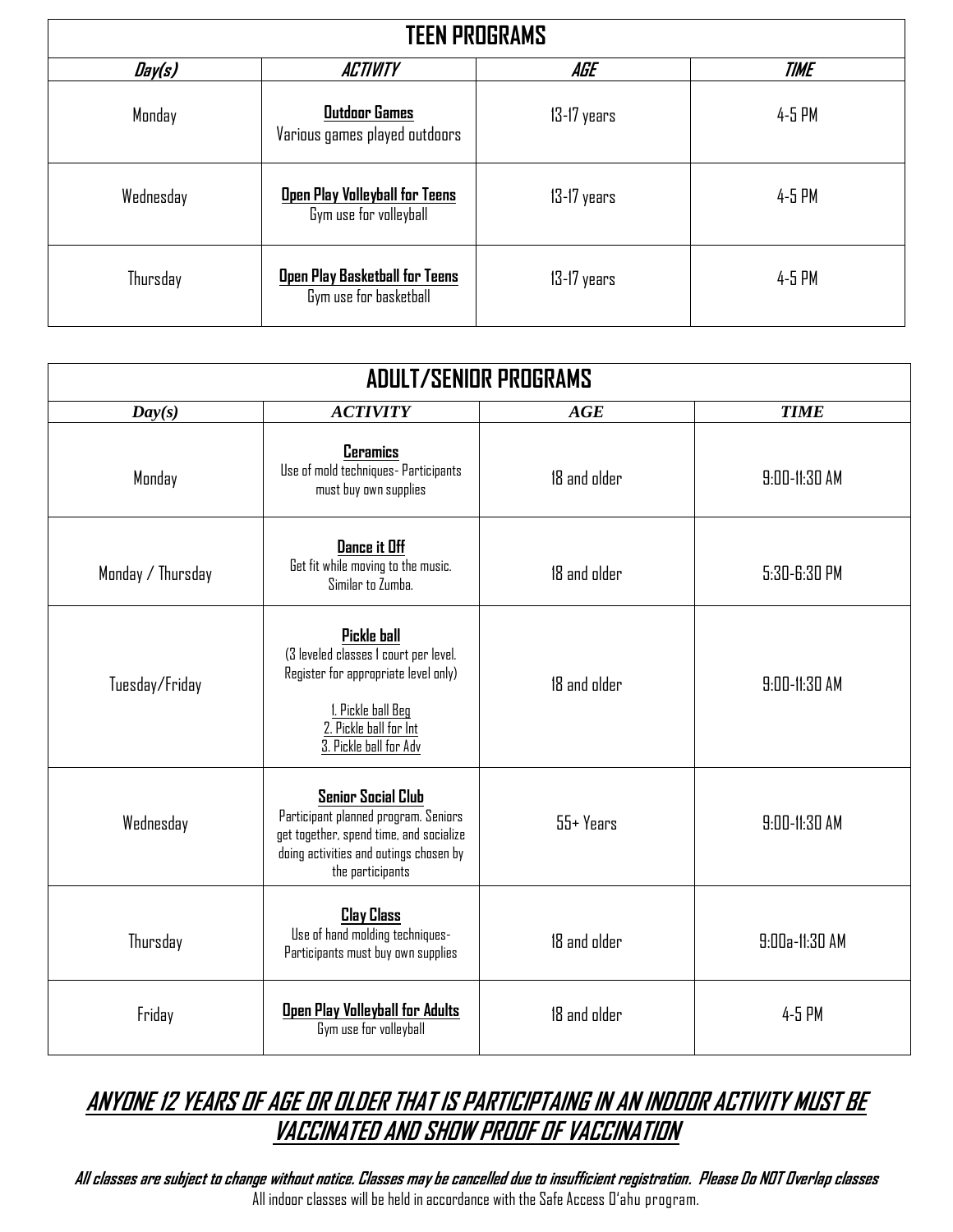| TEEN PROGRAMS | | | |
|---|---|---|---|
| ***Day(s)*** | ***ACTIVITY*** | ***AGE*** | ***TIME*** |
| Monday | **Outdoor Games**<br>Various games played outdoors | 13-17 years | 4-5 PM |
| Wednesday | **Open Play Volleyball for Teens**<br>Gym use for volleyball | 13-17 years | 4-5 PM |
| Thursday | **Open Play Basketball for Teens**<br>Gym use for basketball | 13-17 years | 4-5 PM |

| ADULT/SENIOR PROGRAMS | | | |
|---|---|---|---|
| ***Day(s)*** | ***ACTIVITY*** | ***AGE*** | ***TIME*** |
| Monday | **Ceramics**<br>Use of mold techniques- Participants must buy own supplies | 18 and older | 9:00-11:30 AM |
| Monday / Thursday | **Dance it Off**<br>Get fit while moving to the music. Similar to Zumba. | 18 and older | 5:30-6:30 PM |
| Tuesday/Friday | **Pickle ball**<br>(3 leveled classes 1 court per level. Register for appropriate level only)<br><br>1. Pickle ball Beg<br>2. Pickle ball for Int<br>3. Pickle ball for Adv | 18 and older | 9:00-11:30 AM |
| Wednesday | **Senior Social Club**<br>Participant planned program. Seniors get together, spend time, and socialize doing activities and outings chosen by the participants | 55+ Years | 9:00-11:30 AM |
| Thursday | **Clay Class**<br>Use of hand molding techniques- Participants must buy own supplies | 18 and older | 9:00a-11:30 AM |
| Friday | **Open Play Volleyball for Adults**<br>Gym use for volleyball | 18 and older | 4-5 PM |

***ANYONE 12 YEARS OF AGE OR OLDER THAT IS PARTICIPTAING IN AN INDOOR ACTIVITY MUST BE VACCINATED AND SHOW PROOF OF VACCINATION***

***All classes are subject to change without notice. Classes may be cancelled due to insufficient registration. Please Do NOT Overlap classes***

All indoor classes will be held in accordance with the Safe Access O'ahu program.